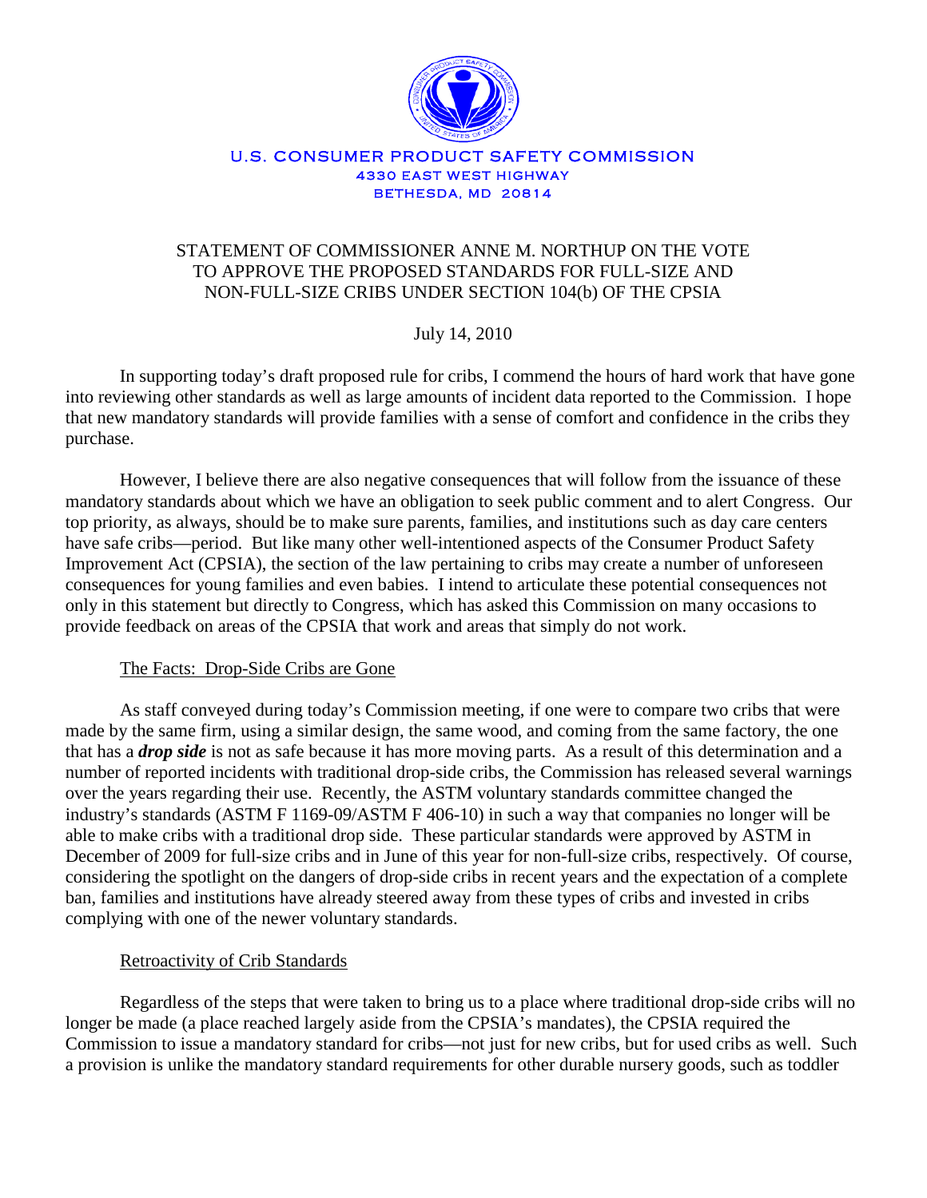U.S. CONSUMER PRODUCT SAFETY COMMISSION
4330 EAST WEST HIGHWAY
BETHESDA, MD 20814

# STATEMENT OF COMMISSIONER ANNE M. NORTHUP ON THE VOTE TO APPROVE THE PROPOSED STANDARDS FOR FULL-SIZE AND NON-FULL-SIZE CRIBS UNDER SECTION 104(b) OF THE CPSIA

July 14, 2010

In supporting today's draft proposed rule for cribs, I commend the hours of hard work that have gone into reviewing other standards as well as large amounts of incident data reported to the Commission. I hope that new mandatory standards will provide families with a sense of comfort and confidence in the cribs they purchase.

However, I believe there are also negative consequences that will follow from the issuance of these mandatory standards about which we have an obligation to seek public comment and to alert Congress. Our top priority, as always, should be to make sure parents, families, and institutions such as day care centers have safe cribs—period. But like many other well-intentioned aspects of the Consumer Product Safety Improvement Act (CPSIA), the section of the law pertaining to cribs may create a number of unforeseen consequences for young families and even babies. I intend to articulate these potential consequences not only in this statement but directly to Congress, which has asked this Commission on many occasions to provide feedback on areas of the CPSIA that work and areas that simply do not work.

## The Facts: Drop-Side Cribs are Gone

As staff conveyed during today's Commission meeting, if one were to compare two cribs that were made by the same firm, using a similar design, the same wood, and coming from the same factory, the one that has a ***drop side*** is not as safe because it has more moving parts. As a result of this determination and a number of reported incidents with traditional drop-side cribs, the Commission has released several warnings over the years regarding their use. Recently, the ASTM voluntary standards committee changed the industry's standards (ASTM F 1169-09/ASTM F 406-10) in such a way that companies no longer will be able to make cribs with a traditional drop side. These particular standards were approved by ASTM in December of 2009 for full-size cribs and in June of this year for non-full-size cribs, respectively. Of course, considering the spotlight on the dangers of drop-side cribs in recent years and the expectation of a complete ban, families and institutions have already steered away from these types of cribs and invested in cribs complying with one of the newer voluntary standards.

## Retroactivity of Crib Standards

Regardless of the steps that were taken to bring us to a place where traditional drop-side cribs will no longer be made (a place reached largely aside from the CPSIA's mandates), the CPSIA required the Commission to issue a mandatory standard for cribs—not just for new cribs, but for used cribs as well. Such a provision is unlike the mandatory standard requirements for other durable nursery goods, such as toddler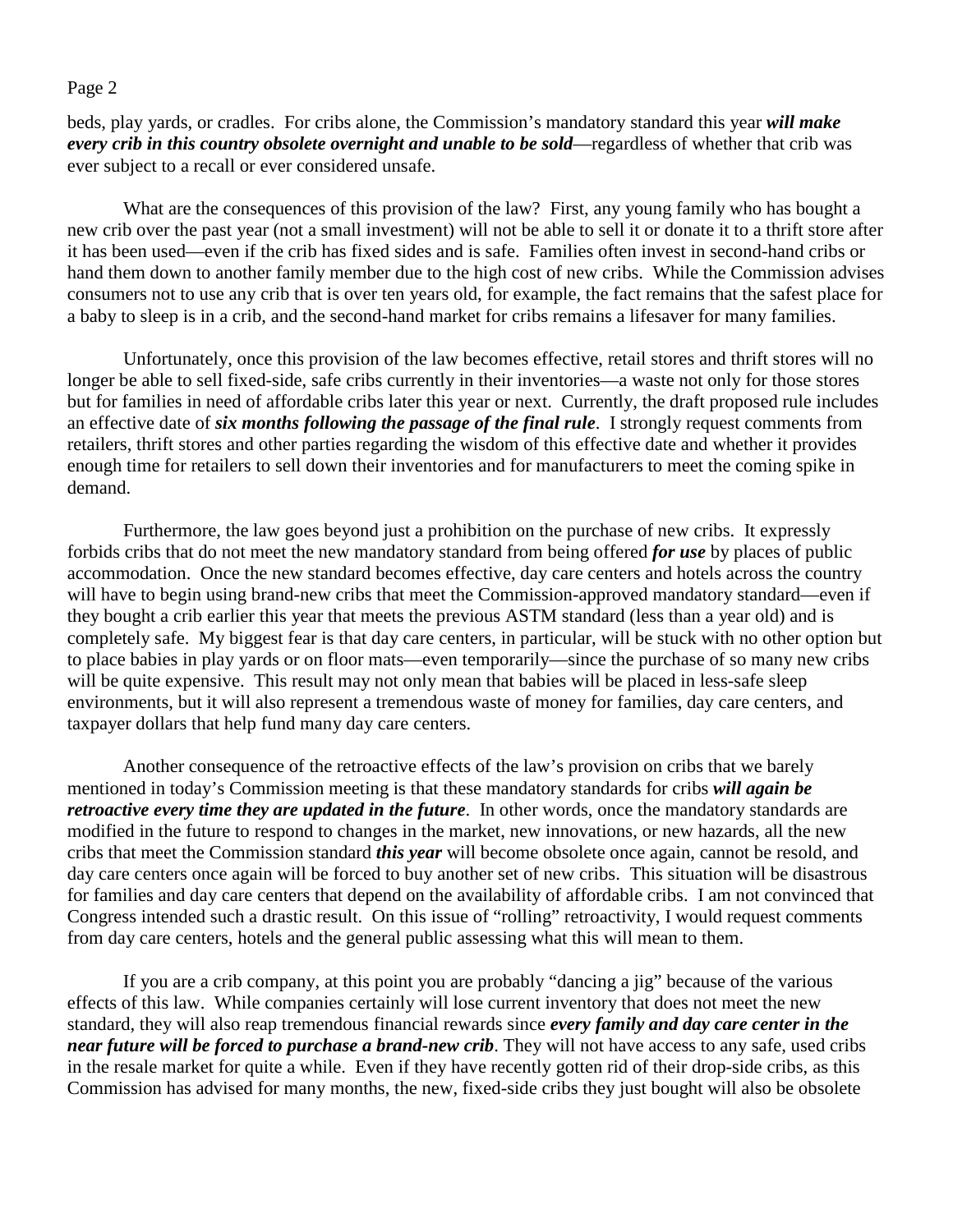beds, play yards, or cradles. For cribs alone, the Commission's mandatory standard this year ***will make every crib in this country obsolete overnight and unable to be sold***—regardless of whether that crib was ever subject to a recall or ever considered unsafe.

What are the consequences of this provision of the law? First, any young family who has bought a new crib over the past year (not a small investment) will not be able to sell it or donate it to a thrift store after it has been used—even if the crib has fixed sides and is safe. Families often invest in second-hand cribs or hand them down to another family member due to the high cost of new cribs. While the Commission advises consumers not to use any crib that is over ten years old, for example, the fact remains that the safest place for a baby to sleep is in a crib, and the second-hand market for cribs remains a lifesaver for many families.

Unfortunately, once this provision of the law becomes effective, retail stores and thrift stores will no longer be able to sell fixed-side, safe cribs currently in their inventories—a waste not only for those stores but for families in need of affordable cribs later this year or next. Currently, the draft proposed rule includes an effective date of ***six months following the passage of the final rule***. I strongly request comments from retailers, thrift stores and other parties regarding the wisdom of this effective date and whether it provides enough time for retailers to sell down their inventories and for manufacturers to meet the coming spike in demand.

Furthermore, the law goes beyond just a prohibition on the purchase of new cribs. It expressly forbids cribs that do not meet the new mandatory standard from being offered ***for use*** by places of public accommodation. Once the new standard becomes effective, day care centers and hotels across the country will have to begin using brand-new cribs that meet the Commission-approved mandatory standard—even if they bought a crib earlier this year that meets the previous ASTM standard (less than a year old) and is completely safe. My biggest fear is that day care centers, in particular, will be stuck with no other option but to place babies in play yards or on floor mats—even temporarily—since the purchase of so many new cribs will be quite expensive. This result may not only mean that babies will be placed in less-safe sleep environments, but it will also represent a tremendous waste of money for families, day care centers, and taxpayer dollars that help fund many day care centers.

Another consequence of the retroactive effects of the law's provision on cribs that we barely mentioned in today's Commission meeting is that these mandatory standards for cribs ***will again be retroactive every time they are updated in the future***. In other words, once the mandatory standards are modified in the future to respond to changes in the market, new innovations, or new hazards, all the new cribs that meet the Commission standard ***this year*** will become obsolete once again, cannot be resold, and day care centers once again will be forced to buy another set of new cribs. This situation will be disastrous for families and day care centers that depend on the availability of affordable cribs. I am not convinced that Congress intended such a drastic result. On this issue of "rolling" retroactivity, I would request comments from day care centers, hotels and the general public assessing what this will mean to them.

If you are a crib company, at this point you are probably "dancing a jig" because of the various effects of this law. While companies certainly will lose current inventory that does not meet the new standard, they will also reap tremendous financial rewards since ***every family and day care center in the near future will be forced to purchase a brand-new crib***. They will not have access to any safe, used cribs in the resale market for quite a while. Even if they have recently gotten rid of their drop-side cribs, as this Commission has advised for many months, the new, fixed-side cribs they just bought will also be obsolete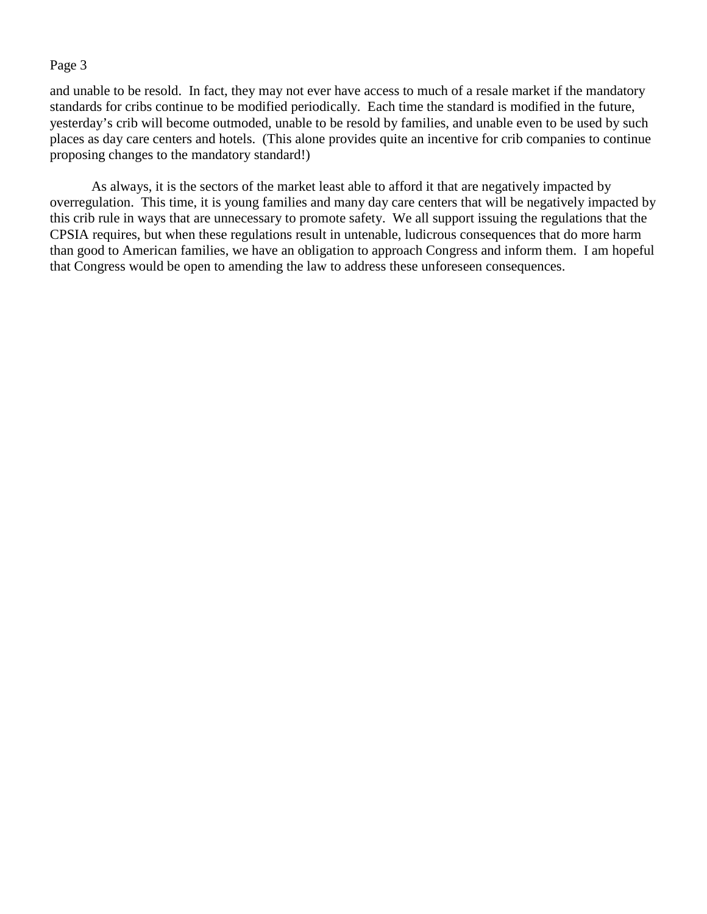and unable to be resold. In fact, they may not ever have access to much of a resale market if the mandatory standards for cribs continue to be modified periodically. Each time the standard is modified in the future, yesterday's crib will become outmoded, unable to be resold by families, and unable even to be used by such places as day care centers and hotels. (This alone provides quite an incentive for crib companies to continue proposing changes to the mandatory standard!)

As always, it is the sectors of the market least able to afford it that are negatively impacted by overregulation. This time, it is young families and many day care centers that will be negatively impacted by this crib rule in ways that are unnecessary to promote safety. We all support issuing the regulations that the CPSIA requires, but when these regulations result in untenable, ludicrous consequences that do more harm than good to American families, we have an obligation to approach Congress and inform them. I am hopeful that Congress would be open to amending the law to address these unforeseen consequences.